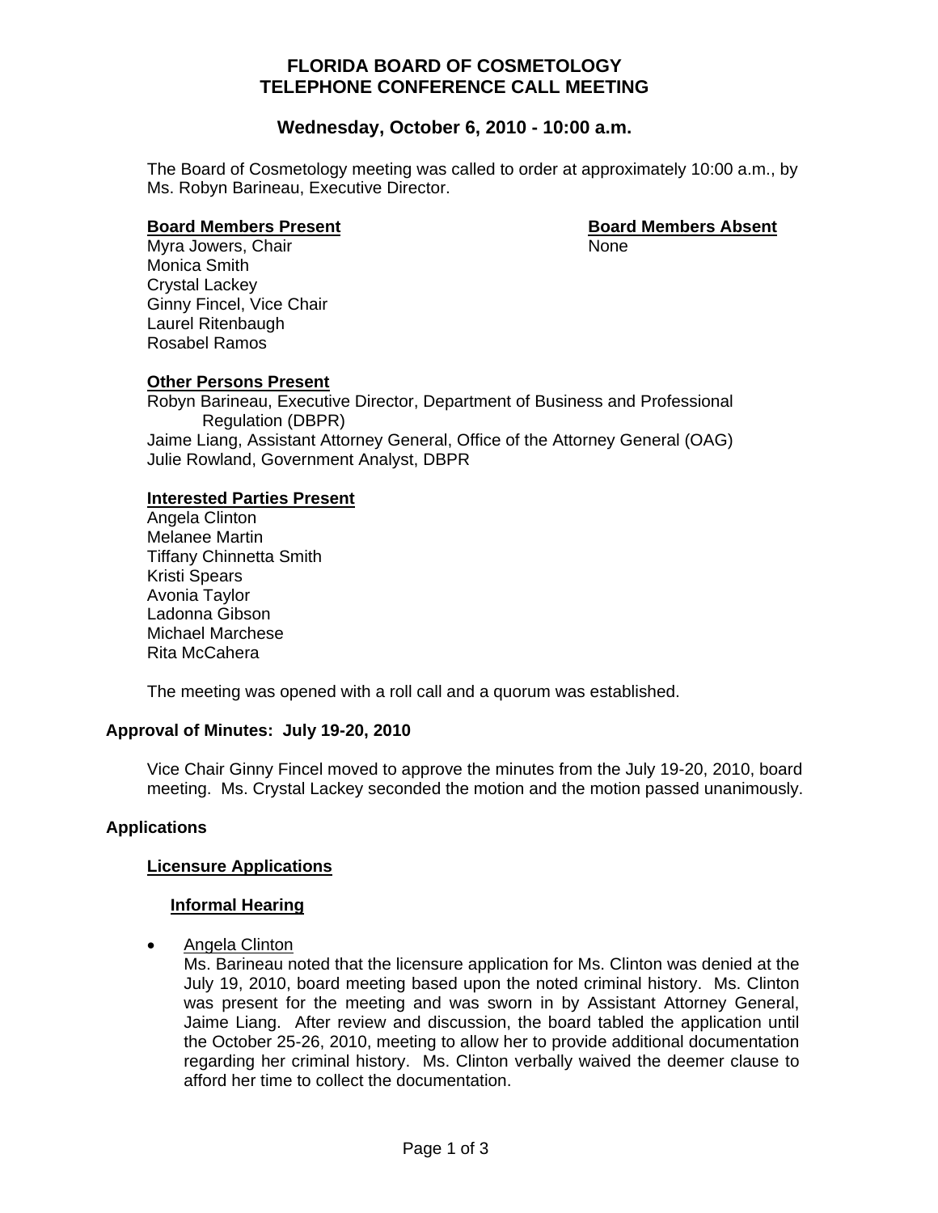# FLORIDA BOARD OF COSMETOLOGY
# TELEPHONE CONFERENCE CALL MEETING

## Wednesday, October 6, 2010 - 10:00 a.m.

The Board of Cosmetology meeting was called to order at approximately 10:00 a.m., by Ms. Robyn Barineau, Executive Director.

**Board Members Present**

Myra Jowers, Chair
Monica Smith
Crystal Lackey
Ginny Fincel, Vice Chair
Laurel Ritenbaugh
Rosabel Ramos

**Board Members Absent**

None

**Other Persons Present**

Robyn Barineau, Executive Director, Department of Business and Professional Regulation (DBPR)
Jaime Liang, Assistant Attorney General, Office of the Attorney General (OAG)
Julie Rowland, Government Analyst, DBPR

**Interested Parties Present**

Angela Clinton
Melanee Martin
Tiffany Chinnetta Smith
Kristi Spears
Avonia Taylor
Ladonna Gibson
Michael Marchese
Rita McCahera

The meeting was opened with a roll call and a quorum was established.

### Approval of Minutes: July 19-20, 2010

Vice Chair Ginny Fincel moved to approve the minutes from the July 19-20, 2010, board meeting. Ms. Crystal Lackey seconded the motion and the motion passed unanimously.

### Applications

#### Licensure Applications

##### Informal Hearing

- Angela Clinton
  Ms. Barineau noted that the licensure application for Ms. Clinton was denied at the July 19, 2010, board meeting based upon the noted criminal history. Ms. Clinton was present for the meeting and was sworn in by Assistant Attorney General, Jaime Liang. After review and discussion, the board tabled the application until the October 25-26, 2010, meeting to allow her to provide additional documentation regarding her criminal history. Ms. Clinton verbally waived the deemer clause to afford her time to collect the documentation.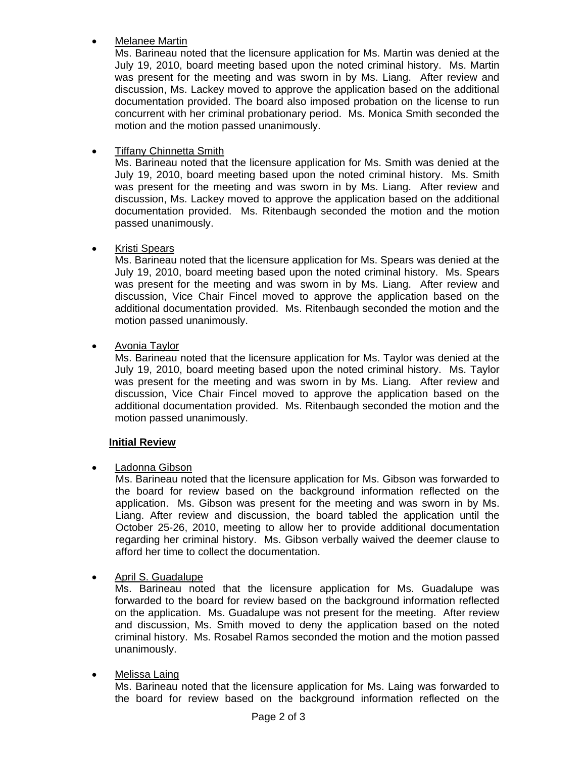- Melanee Martin

  Ms. Barineau noted that the licensure application for Ms. Martin was denied at the July 19, 2010, board meeting based upon the noted criminal history. Ms. Martin was present for the meeting and was sworn in by Ms. Liang. After review and discussion, Ms. Lackey moved to approve the application based on the additional documentation provided. The board also imposed probation on the license to run concurrent with her criminal probationary period. Ms. Monica Smith seconded the motion and the motion passed unanimously.

- Tiffany Chinnetta Smith

  Ms. Barineau noted that the licensure application for Ms. Smith was denied at the July 19, 2010, board meeting based upon the noted criminal history. Ms. Smith was present for the meeting and was sworn in by Ms. Liang. After review and discussion, Ms. Lackey moved to approve the application based on the additional documentation provided. Ms. Ritenbaugh seconded the motion and the motion passed unanimously.

- Kristi Spears

  Ms. Barineau noted that the licensure application for Ms. Spears was denied at the July 19, 2010, board meeting based upon the noted criminal history. Ms. Spears was present for the meeting and was sworn in by Ms. Liang. After review and discussion, Vice Chair Fincel moved to approve the application based on the additional documentation provided. Ms. Ritenbaugh seconded the motion and the motion passed unanimously.

- Avonia Taylor

  Ms. Barineau noted that the licensure application for Ms. Taylor was denied at the July 19, 2010, board meeting based upon the noted criminal history. Ms. Taylor was present for the meeting and was sworn in by Ms. Liang. After review and discussion, Vice Chair Fincel moved to approve the application based on the additional documentation provided. Ms. Ritenbaugh seconded the motion and the motion passed unanimously.

**Initial Review**

- Ladonna Gibson

  Ms. Barineau noted that the licensure application for Ms. Gibson was forwarded to the board for review based on the background information reflected on the application. Ms. Gibson was present for the meeting and was sworn in by Ms. Liang. After review and discussion, the board tabled the application until the October 25-26, 2010, meeting to allow her to provide additional documentation regarding her criminal history. Ms. Gibson verbally waived the deemer clause to afford her time to collect the documentation.

- April S. Guadalupe

  Ms. Barineau noted that the licensure application for Ms. Guadalupe was forwarded to the board for review based on the background information reflected on the application. Ms. Guadalupe was not present for the meeting. After review and discussion, Ms. Smith moved to deny the application based on the noted criminal history. Ms. Rosabel Ramos seconded the motion and the motion passed unanimously.

- Melissa Laing

  Ms. Barineau noted that the licensure application for Ms. Laing was forwarded to the board for review based on the background information reflected on the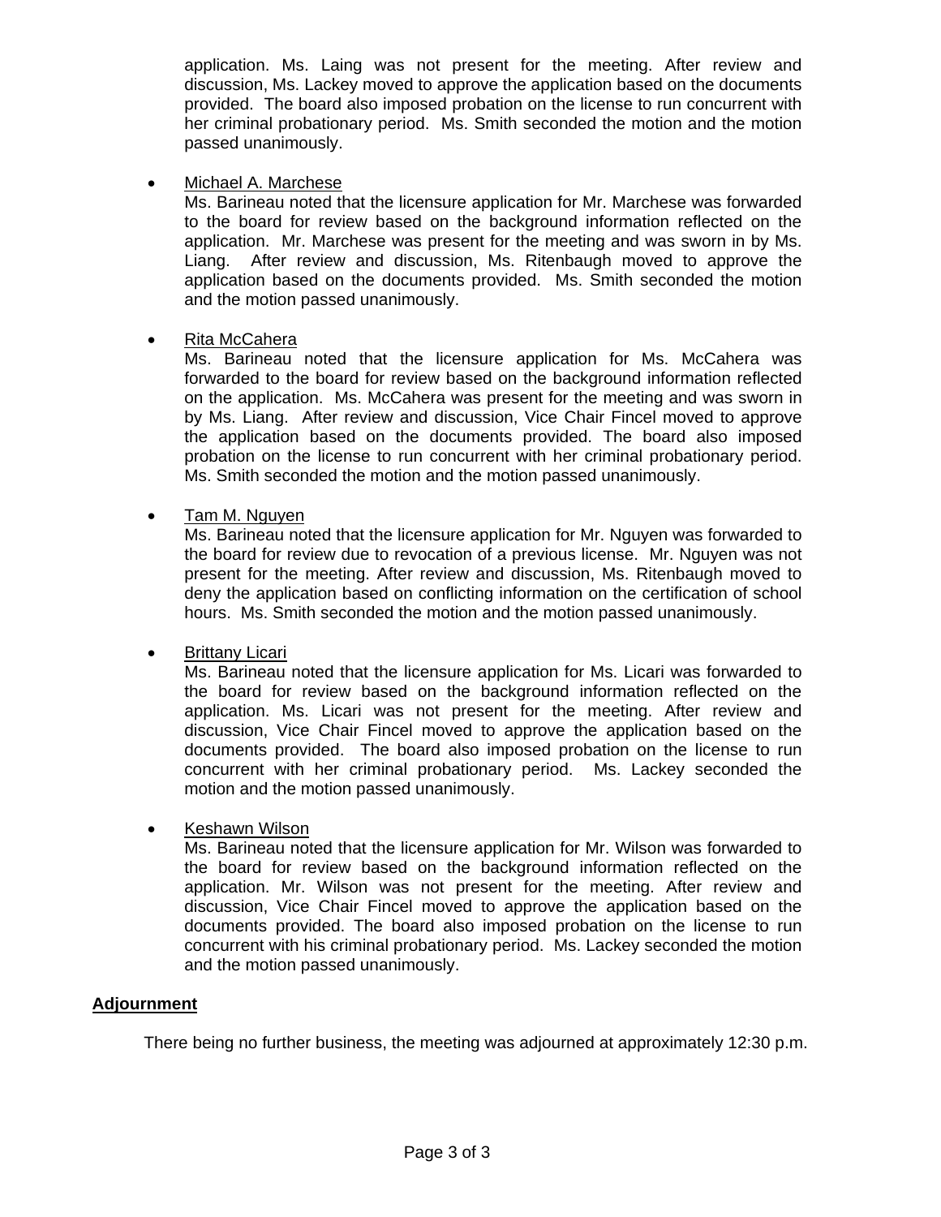application. Ms. Laing was not present for the meeting. After review and discussion, Ms. Lackey moved to approve the application based on the documents provided. The board also imposed probation on the license to run concurrent with her criminal probationary period. Ms. Smith seconded the motion and the motion passed unanimously.

- Michael A. Marchese

  Ms. Barineau noted that the licensure application for Mr. Marchese was forwarded to the board for review based on the background information reflected on the application. Mr. Marchese was present for the meeting and was sworn in by Ms. Liang. After review and discussion, Ms. Ritenbaugh moved to approve the application based on the documents provided. Ms. Smith seconded the motion and the motion passed unanimously.

- Rita McCahera

  Ms. Barineau noted that the licensure application for Ms. McCahera was forwarded to the board for review based on the background information reflected on the application. Ms. McCahera was present for the meeting and was sworn in by Ms. Liang. After review and discussion, Vice Chair Fincel moved to approve the application based on the documents provided. The board also imposed probation on the license to run concurrent with her criminal probationary period. Ms. Smith seconded the motion and the motion passed unanimously.

- Tam M. Nguyen

  Ms. Barineau noted that the licensure application for Mr. Nguyen was forwarded to the board for review due to revocation of a previous license. Mr. Nguyen was not present for the meeting. After review and discussion, Ms. Ritenbaugh moved to deny the application based on conflicting information on the certification of school hours. Ms. Smith seconded the motion and the motion passed unanimously.

- Brittany Licari

  Ms. Barineau noted that the licensure application for Ms. Licari was forwarded to the board for review based on the background information reflected on the application. Ms. Licari was not present for the meeting. After review and discussion, Vice Chair Fincel moved to approve the application based on the documents provided. The board also imposed probation on the license to run concurrent with her criminal probationary period. Ms. Lackey seconded the motion and the motion passed unanimously.

- Keshawn Wilson

  Ms. Barineau noted that the licensure application for Mr. Wilson was forwarded to the board for review based on the background information reflected on the application. Mr. Wilson was not present for the meeting. After review and discussion, Vice Chair Fincel moved to approve the application based on the documents provided. The board also imposed probation on the license to run concurrent with his criminal probationary period. Ms. Lackey seconded the motion and the motion passed unanimously.

**Adjournment**

There being no further business, the meeting was adjourned at approximately 12:30 p.m.